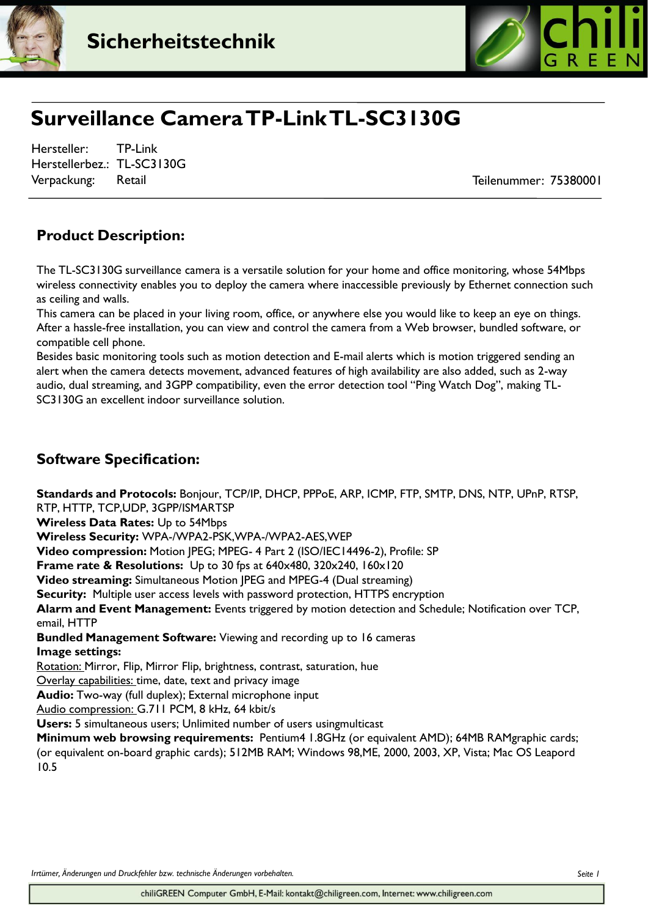# Sicherheitstechnik

## Surveillance Camera TP-Link TL-SC3130G

Hersteller: TP-Link
Herstellerbez.: TL-SC3130G
Verpackung: Retail

Teilenummer: 75380001

### Product Description:

The TL-SC3130G surveillance camera is a versatile solution for your home and office monitoring, whose 54Mbps wireless connectivity enables you to deploy the camera where inaccessible previously by Ethernet connection such as ceiling and walls.
This camera can be placed in your living room, office, or anywhere else you would like to keep an eye on things. After a hassle-free installation, you can view and control the camera from a Web browser, bundled software, or compatible cell phone.
Besides basic monitoring tools such as motion detection and E-mail alerts which is motion triggered sending an alert when the camera detects movement, advanced features of high availability are also added, such as 2-way audio, dual streaming, and 3GPP compatibility, even the error detection tool "Ping Watch Dog", making TL-SC3130G an excellent indoor surveillance solution.

### Software Specification:

**Standards and Protocols:** Bonjour, TCP/IP, DHCP, PPPoE, ARP, ICMP, FTP, SMTP, DNS, NTP, UPnP, RTSP, RTP, HTTP, TCP,UDP, 3GPP/ISMARTSP
**Wireless Data Rates:** Up to 54Mbps
**Wireless Security:** WPA-/WPA2-PSK,WPA-/WPA2-AES,WEP
**Video compression:** Motion JPEG; MPEG- 4 Part 2 (ISO/IEC14496-2), Profile: SP
**Frame rate & Resolutions:** Up to 30 fps at 640x480, 320x240, 160x120
**Video streaming:** Simultaneous Motion JPEG and MPEG-4 (Dual streaming)
**Security:** Multiple user access levels with password protection, HTTPS encryption
**Alarm and Event Management:** Events triggered by motion detection and Schedule; Notification over TCP, email, HTTP
**Bundled Management Software:** Viewing and recording up to 16 cameras
**Image settings:**
Rotation: Mirror, Flip, Mirror Flip, brightness, contrast, saturation, hue
Overlay capabilities: time, date, text and privacy image
**Audio:** Two-way (full duplex); External microphone input
Audio compression: G.711 PCM, 8 kHz, 64 kbit/s
**Users:** 5 simultaneous users; Unlimited number of users usingmulticast
**Minimum web browsing requirements:** Pentium4 1.8GHz (or equivalent AMD); 64MB RAMgraphic cards; (or equivalent on-board graphic cards); 512MB RAM; Windows 98,ME, 2000, 2003, XP, Vista; Mac OS Leapord 10.5

*Irrtümer, Änderungen und Druckfehler bzw. technische Änderungen vorbehalten.*

chiliGREEN Computer GmbH, E-Mail: kontakt@chiligreen.com, Internet: www.chiligreen.com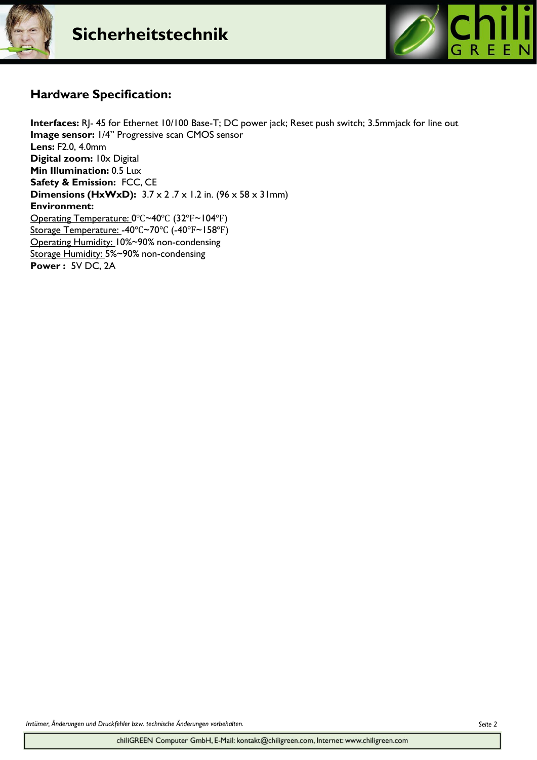## Hardware Specification:

**Interfaces:** RJ- 45 for Ethernet 10/100 Base-T; DC power jack; Reset push switch; 3.5mmjack for line out
**Image sensor:** 1/4" Progressive scan CMOS sensor
**Lens:** F2.0, 4.0mm
**Digital zoom:** 10x Digital
**Min Illumination:** 0.5 Lux
**Safety & Emission:** FCC, CE
**Dimensions (HxWxD):** 3.7 x 2 .7 x 1.2 in. (96 x 58 x 31mm)
**Environment:**
Operating Temperature: 0℃~40℃ (32°F~104°F)
Storage Temperature: -40℃~70℃ (-40°F~158°F)
Operating Humidity: 10%~90% non-condensing
Storage Humidity: 5%~90% non-condensing
**Power :** 5V DC, 2A

*Irrtümer, Änderungen und Druckfehler bzw. technische Änderungen vorbehalten.*

chiliGREEN Computer GmbH, E-Mail: kontakt@chiligreen.com, Internet: www.chiligreen.com